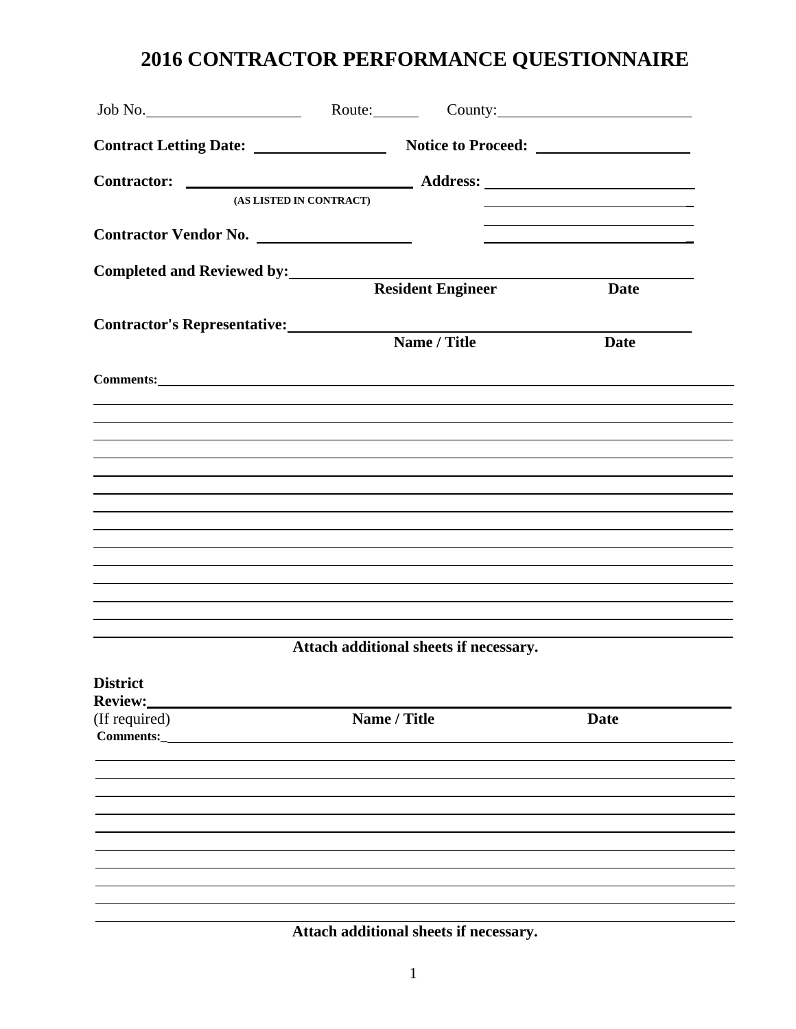# 2016 CONTRACTOR PERFORMANCE QUESTIONNAIRE

Job No.____________________ Route:______ County:__________________________

**Contract Letting Date:** __________________ **Notice to Proceed:** ____________________

**Contractor:** ________________________________ **Address:** ____________________________
**(AS LISTED IN CONTRACT)**

**Contractor Vendor No.** ____________________

**Completed and Reviewed by:** ____________________________________________
**Resident Engineer** **Date**

**Contractor's Representative:** ____________________________________________
**Name / Title** **Date**

**Comments:** ____________________________________________________________

**Attach additional sheets if necessary.**

**District Review:** ____________________________________________________________
(If required) **Name / Title** **Date**

**Comments:** ____________________________________________________________

**Attach additional sheets if necessary.**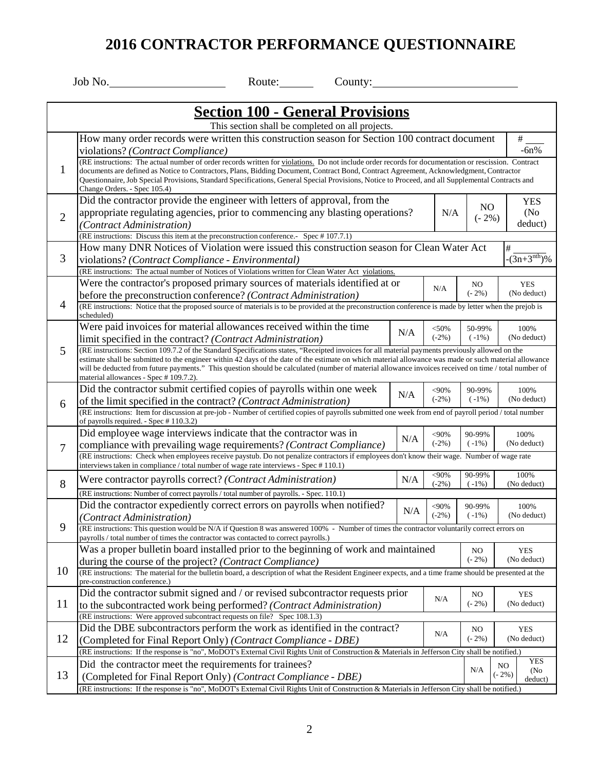# 2016 CONTRACTOR PERFORMANCE QUESTIONNAIRE

Job No.____________________ Route:______ County:__________________________

## Section 100 - General Provisions

This section shall be completed on all projects.

| # | Question | | | | |
|---|---|---|---|---|---|
| 1 | How many order records were written this construction season for Section 100 contract document violations? *(Contract Compliance)* | | | | # ___ -6n% |
| | (RE instructions: The actual number of order records written for violations. Do not include order records for documentation or rescission. Contract documents are defined as Notice to Contractors, Plans, Bidding Document, Contract Bond, Contract Agreement, Acknowledgment, Contractor Questionnaire, Job Special Provisions, Standard Specifications, General Special Provisions, Notice to Proceed, and all Supplemental Contracts and Change Orders. - Spec 105.4) | | | | |
| 2 | Did the contractor provide the engineer with letters of approval, from the appropriate regulating agencies, prior to commencing any blasting operations? *(Contract Administration)* | | N/A | NO (- 2%) | YES (No deduct) |
| | (RE instructions: Discuss this item at the preconstruction conference.- Spec # 107.7.1) | | | | |
| 3 | How many DNR Notices of Violation were issued this construction season for Clean Water Act violations? *(Contract Compliance - Environmental)* | | | | # _______ $-(3n+3^{nth})$% |
| | (RE instructions: The actual number of Notices of Violations written for Clean Water Act violations. | | | | |
| 4 | Were the contractor's proposed primary sources of materials identified at or before the preconstruction conference? *(Contract Administration)* | | N/A | NO (- 2%) | YES (No deduct) |
| | (RE instructions: Notice that the proposed source of materials is to be provided at the preconstruction conference is made by letter when the prejob is scheduled) | | | | |
| 5 | Were paid invoices for material allowances received within the time limit specified in the contract? *(Contract Administration)* | N/A | <50% (-2%) | 50-99% ( -1%) | 100% (No deduct) |
| | (RE instructions: Section 109.7.2 of the Standard Specifications states, "Receipted invoices for all material payments previously allowed on the estimate shall be submitted to the engineer within 42 days of the date of the estimate on which material allowance was made or such material allowance will be deducted from future payments." This question should be calculated (number of material allowance invoices received on time / total number of material allowances - Spec # 109.7.2). | | | | |
| 6 | Did the contractor submit certified copies of payrolls within one week of the limit specified in the contract? *(Contract Administration)* | N/A | <90% (-2%) | 90-99% ( -1%) | 100% (No deduct) |
| | (RE instructions: Item for discussion at pre-job - Number of certified copies of payrolls submitted one week from end of payroll period / total number of payrolls required. - Spec # 110.3.2) | | | | |
| 7 | Did employee wage interviews indicate that the contractor was in compliance with prevailing wage requirements? *(Contract Compliance)* | N/A | <90% (-2%) | 90-99% ( -1%) | 100% (No deduct) |
| | (RE instructions: Check when employees receive paystub. Do not penalize contractors if employees don't know their wage. Number of wage rate interviews taken in compliance / total number of wage rate interviews - Spec # 110.1) | | | | |
| 8 | Were contractor payrolls correct? *(Contract Administration)* | N/A | <90% (-2%) | 90-99% ( -1%) | 100% (No deduct) |
| | (RE instructions: Number of correct payrolls / total number of payrolls. - Spec. 110.1) | | | | |
| 9 | Did the contractor expediently correct errors on payrolls when notified? *(Contract Administration)* | N/A | <90% (-2%) | 90-99% ( -1%) | 100% (No deduct) |
| | (RE instructions: This question would be N/A if Question 8 was answered 100% - Number of times the contractor voluntarily correct errors on payrolls / total number of times the contractor was contacted to correct payrolls.) | | | | |
| 10 | Was a proper bulletin board installed prior to the beginning of work and maintained during the course of the project? *(Contract Compliance)* | | | NO (- 2%) | YES (No deduct) |
| | (RE instructions: The material for the bulletin board, a description of what the Resident Engineer expects, and a time frame should be presented at the pre-construction conference.) | | | | |
| 11 | Did the contractor submit signed and / or revised subcontractor requests prior to the subcontracted work being performed? *(Contract Administration)* | | N/A | NO (- 2%) | YES (No deduct) |
| | (RE instructions: Were approved subcontract requests on file? Spec 108.1.3) | | | | |
| 12 | Did the DBE subcontractors perform the work as identified in the contract? (Completed for Final Report Only) *(Contract Compliance - DBE)* | | N/A | NO (- 2%) | YES (No deduct) |
| | (RE instructions: If the response is "no", MoDOT's External Civil Rights Unit of Construction & Materials in Jefferson City shall be notified.) | | | | |
| 13 | Did the contractor meet the requirements for trainees? (Completed for Final Report Only) *(Contract Compliance - DBE)* | | N/A | NO (- 2%) | YES (No deduct) |
| | (RE instructions: If the response is "no", MoDOT's External Civil Rights Unit of Construction & Materials in Jefferson City shall be notified.) | | | | |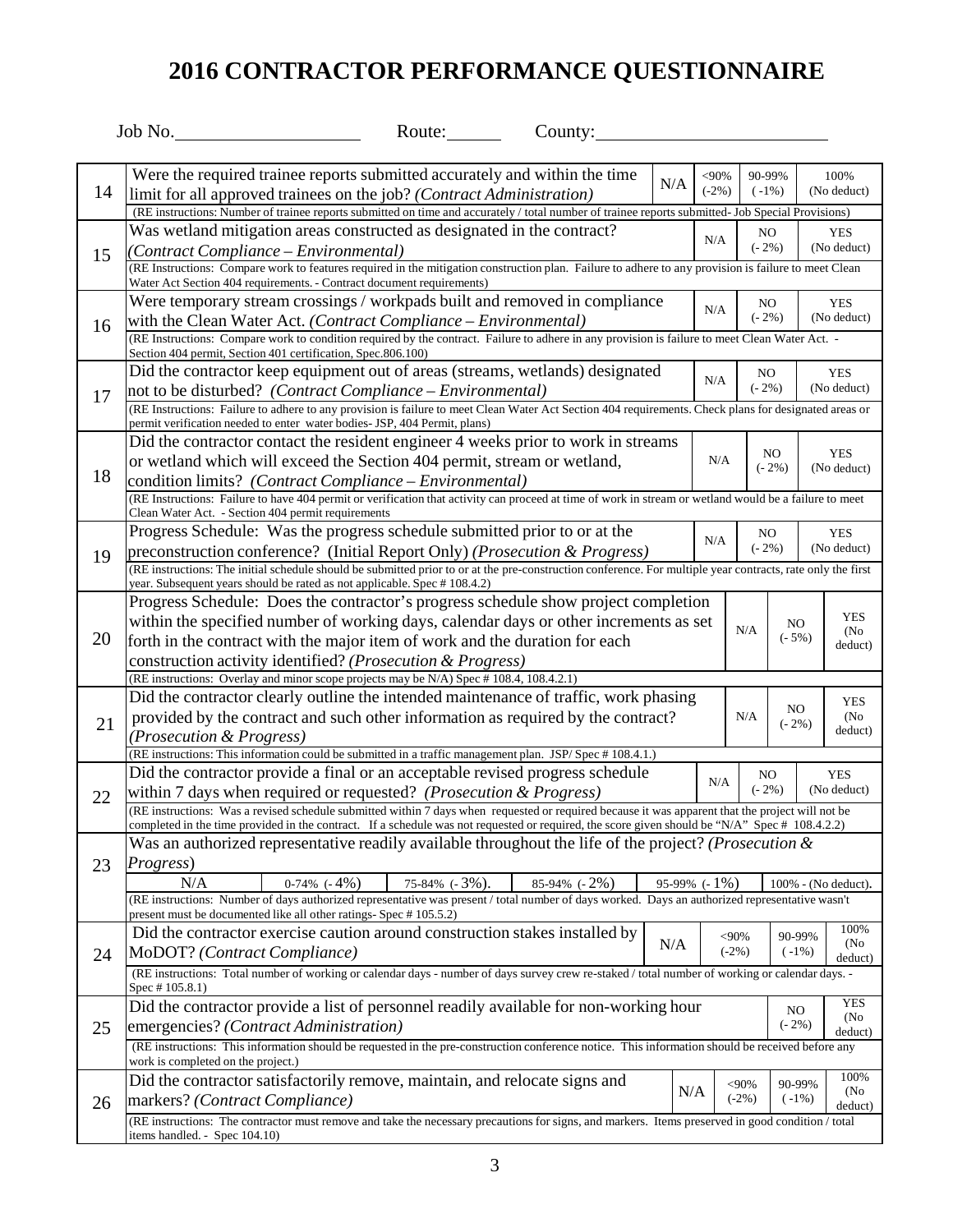# 2016 CONTRACTOR PERFORMANCE QUESTIONNAIRE

Job No.____________________ Route:______ County:_________________________

| No. | Question | Ratings |
|---|---|---|
| 14 | Were the required trainee reports submitted accurately and within the time limit for all approved trainees on the job? *(Contract Administration)*<br>(RE instructions: Number of trainee reports submitted on time and accurately / total number of trainee reports submitted- Job Special Provisions) | N/A \| <90% (-2%) \| 90-99% ( -1%) \| 100% (No deduct) |
| 15 | Was wetland mitigation areas constructed as designated in the contract? *(Contract Compliance – Environmental)*<br>(RE Instructions: Compare work to features required in the mitigation construction plan. Failure to adhere to any provision is failure to meet Clean Water Act Section 404 requirements. - Contract document requirements) | N/A \| NO (- 2%) \| YES (No deduct) |
| 16 | Were temporary stream crossings / workpads built and removed in compliance with the Clean Water Act. *(Contract Compliance – Environmental)*<br>(RE Instructions: Compare work to condition required by the contract. Failure to adhere in any provision is failure to meet Clean Water Act. - Section 404 permit, Section 401 certification, Spec.806.100) | N/A \| NO (- 2%) \| YES (No deduct) |
| 17 | Did the contractor keep equipment out of areas (streams, wetlands) designated not to be disturbed? *(Contract Compliance – Environmental)*<br>(RE Instructions: Failure to adhere to any provision is failure to meet Clean Water Act Section 404 requirements. Check plans for designated areas or permit verification needed to enter water bodies- JSP, 404 Permit, plans) | N/A \| NO (- 2%) \| YES (No deduct) |
| 18 | Did the contractor contact the resident engineer 4 weeks prior to work in streams or wetland which will exceed the Section 404 permit, stream or wetland, condition limits? *(Contract Compliance – Environmental)*<br>(RE Instructions: Failure to have 404 permit or verification that activity can proceed at time of work in stream or wetland would be a failure to meet Clean Water Act. - Section 404 permit requirements | N/A \| NO (- 2%) \| YES (No deduct) |
| 19 | Progress Schedule: Was the progress schedule submitted prior to or at the preconstruction conference? (Initial Report Only) *(Prosecution & Progress)*<br>(RE instructions: The initial schedule should be submitted prior to or at the pre-construction conference. For multiple year contracts, rate only the first year. Subsequent years should be rated as not applicable. Spec # 108.4.2) | N/A \| NO (- 2%) \| YES (No deduct) |
| 20 | Progress Schedule: Does the contractor's progress schedule show project completion within the specified number of working days, calendar days or other increments as set forth in the contract with the major item of work and the duration for each construction activity identified? *(Prosecution & Progress)*<br>(RE instructions: Overlay and minor scope projects may be N/A) Spec # 108.4, 108.4.2.1) | N/A \| NO (- 5%) \| YES (No deduct) |
| 21 | Did the contractor clearly outline the intended maintenance of traffic, work phasing provided by the contract and such other information as required by the contract? *(Prosecution & Progress)*<br>(RE instructions: This information could be submitted in a traffic management plan. JSP/ Spec # 108.4.1.) | N/A \| NO (- 2%) \| YES (No deduct) |
| 22 | Did the contractor provide a final or an acceptable revised progress schedule within 7 days when required or requested? *(Prosecution & Progress)*<br>(RE instructions: Was a revised schedule submitted within 7 days when requested or required because it was apparent that the project will not be completed in the time provided in the contract. If a schedule was not requested or required, the score given should be "N/A" Spec # 108.4.2.2) | N/A \| NO (- 2%) \| YES (No deduct) |
| 23 | Was an authorized representative readily available throughout the life of the project? *(Prosecution & Progress)*<br>(RE instructions: Number of days authorized representative was present / total number of days worked. Days an authorized representative wasn't present must be documented like all other ratings- Spec # 105.5.2) | N/A \| 0-74% (- 4%) \| 75-84% (- 3%). \| 85-94% (- 2%) \| 95-99% (- 1%) \| 100% - (No deduct). |
| 24 | Did the contractor exercise caution around construction stakes installed by MoDOT? *(Contract Compliance)*<br>(RE instructions: Total number of working or calendar days - number of days survey crew re-staked / total number of working or calendar days. - Spec # 105.8.1) | N/A \| <90% (-2%) \| 90-99% ( -1%) \| 100% (No deduct) |
| 25 | Did the contractor provide a list of personnel readily available for non-working hour emergencies? *(Contract Administration)*<br>(RE instructions: This information should be requested in the pre-construction conference notice. This information should be received before any work is completed on the project.) | NO (- 2%) \| YES (No deduct) |
| 26 | Did the contractor satisfactorily remove, maintain, and relocate signs and markers? *(Contract Compliance)*<br>(RE instructions: The contractor must remove and take the necessary precautions for signs, and markers. Items preserved in good condition / total items handled. - Spec 104.10) | N/A \| <90% (-2%) \| 90-99% ( -1%) \| 100% (No deduct) |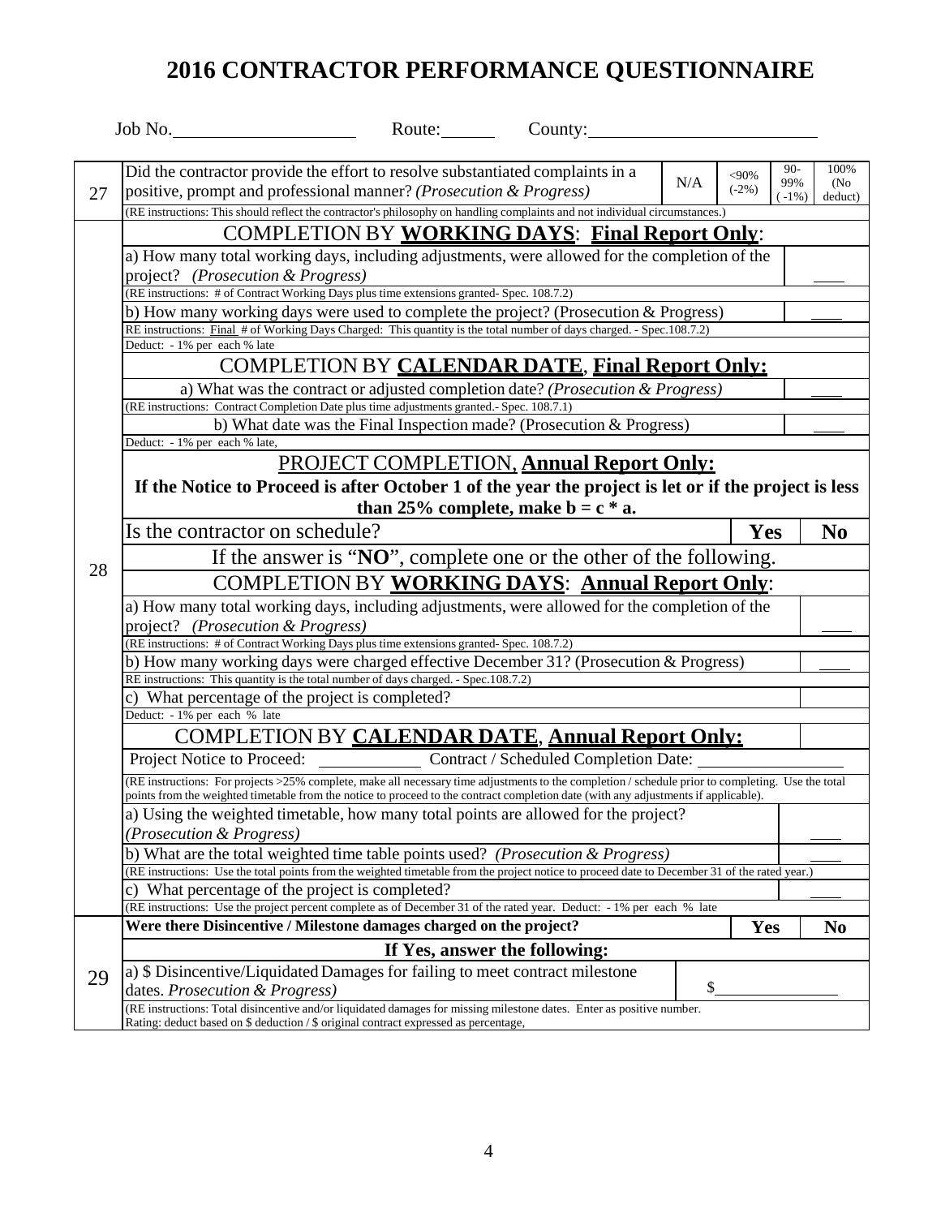# 2016 CONTRACTOR PERFORMANCE QUESTIONNAIRE

Job No.____________________ Route:______ County:__________________________

| | | | | | |
|---|---|---|---|---|---|
| 27 | Did the contractor provide the effort to resolve substantiated complaints in a positive, prompt and professional manner? *(Prosecution & Progress)* | N/A | <90% (-2%) | 90-99% (-1%) | 100% (No deduct) |
| | (RE instructions: This should reflect the contractor's philosophy on handling complaints and not individual circumstances.) | | | | |

**28**

**COMPLETION BY WORKING DAYS: Final Report Only:**

| | |
|---|---|
| a) How many total working days, including adjustments, were allowed for the completion of the project? *(Prosecution & Progress)* | ____ |
| (RE instructions: # of Contract Working Days plus time extensions granted- Spec. 108.7.2) | |
| b) How many working days were used to complete the project? (Prosecution & Progress) | ____ |
| RE instructions: Final # of Working Days Charged: This quantity is the total number of days charged. - Spec.108.7.2) | |
| Deduct: - 1% per each % late | |

**COMPLETION BY CALENDAR DATE, Final Report Only:**

| | |
|---|---|
| a) What was the contract or adjusted completion date? *(Prosecution & Progress)* | ____ |
| (RE instructions: Contract Completion Date plus time adjustments granted.- Spec. 108.7.1) | |
| b) What date was the Final Inspection made? (Prosecution & Progress) | ____ |
| Deduct: - 1% per each % late, | |

**PROJECT COMPLETION, Annual Report Only:**

**If the Notice to Proceed is after October 1 of the year the project is let or if the project is less than 25% complete, make b = c * a.**

| | | |
|---|---|---|
| Is the contractor on schedule? | **Yes** | **No** |

If the answer is "**NO**", complete one or the other of the following.

**COMPLETION BY WORKING DAYS: Annual Report Only:**

| | |
|---|---|
| a) How many total working days, including adjustments, were allowed for the completion of the project? *(Prosecution & Progress)* | ____ |
| (RE instructions: # of Contract Working Days plus time extensions granted- Spec. 108.7.2) | |
| b) How many working days were charged effective December 31? (Prosecution & Progress) | ____ |
| RE instructions: This quantity is the total number of days charged. - Spec.108.7.2) | |
| c) What percentage of the project is completed? | |
| Deduct: - 1% per each % late | |

**COMPLETION BY CALENDAR DATE, Annual Report Only:**

Project Notice to Proceed: ____________ Contract / Scheduled Completion Date: ________________

(RE instructions: For projects >25% complete, make all necessary time adjustments to the completion / schedule prior to completing. Use the total points from the weighted timetable from the notice to proceed to the contract completion date (with any adjustments if applicable).

| | |
|---|---|
| a) Using the weighted timetable, how many total points are allowed for the project? *(Prosecution & Progress)* | ____ |
| b) What are the total weighted time table points used? *(Prosecution & Progress)* | ____ |
| (RE instructions: Use the total points from the weighted timetable from the project notice to proceed date to December 31 of the rated year.) | |
| c) What percentage of the project is completed? | ____ |
| (RE instructions: Use the project percent complete as of December 31 of the rated year. Deduct: - 1% per each % late | |

| | | | |
|---|---|---|---|
| 29 | **Were there Disincentive / Milestone damages charged on the project?** | **Yes** | **No** |
| | **If Yes, answer the following:** | | |
| | a) $ Disincentive/Liquidated Damages for failing to meet contract milestone dates. *Prosecution & Progress)* | $______________ | |
| | (RE instructions: Total disincentive and/or liquidated damages for missing milestone dates. Enter as positive number. Rating: deduct based on $ deduction / $ original contract expressed as percentage, | | |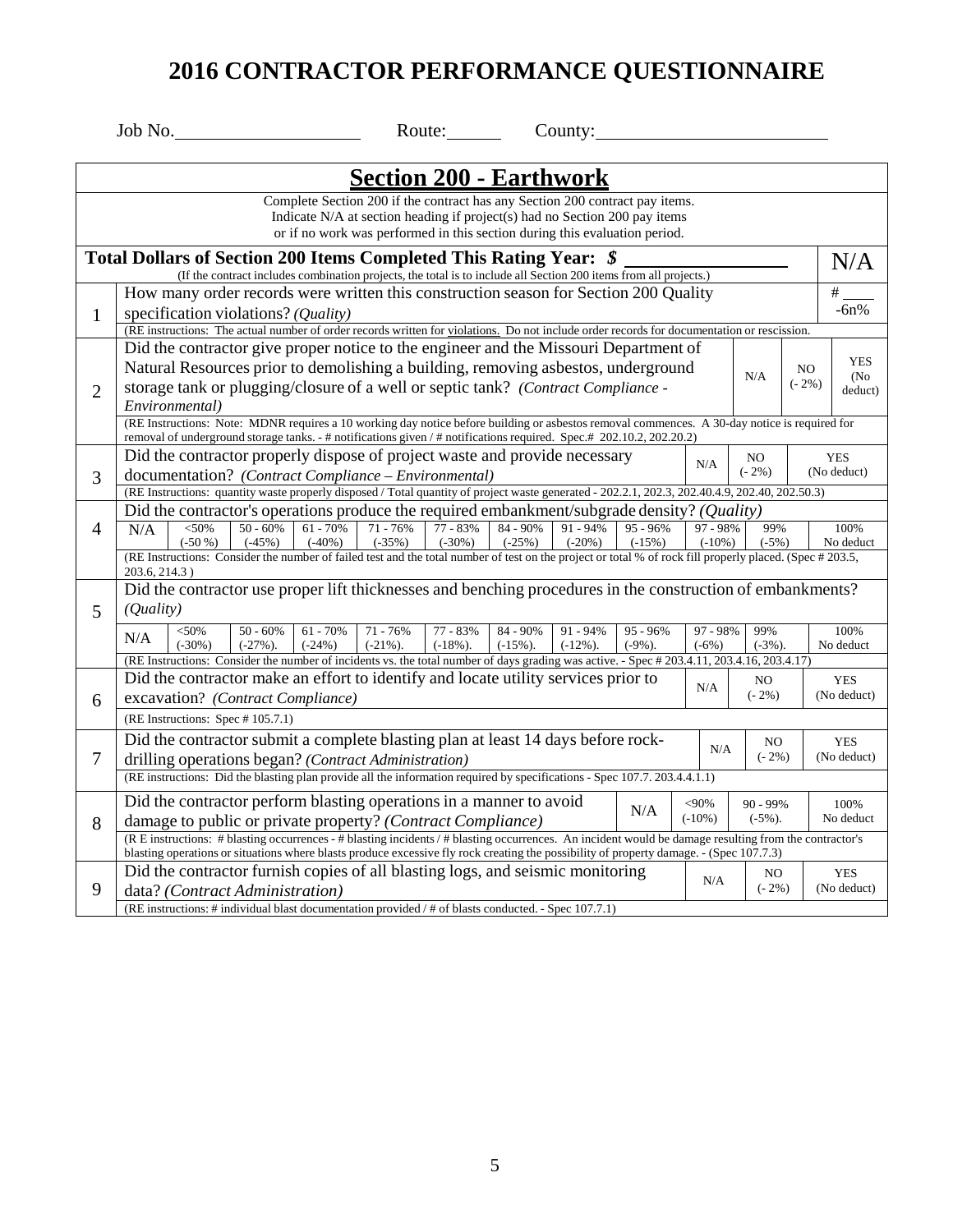# 2016 CONTRACTOR PERFORMANCE QUESTIONNAIRE

Job No.____________________ Route:______ County:_________________________

## Section 200 - Earthwork

Complete Section 200 if the contract has any Section 200 contract pay items.
Indicate N/A at section heading if project(s) had no Section 200 pay items
or if no work was performed in this section during this evaluation period.

**Total Dollars of Section 200 Items Completed This Rating Year: $ ______________** N/A

(If the contract includes combination projects, the total is to include all Section 200 items from all projects.)

**1.** How many order records were written this construction season for Section 200 Quality specification violations? *(Quality)* # ____ -6n%

(RE instructions: The actual number of order records written for violations. Do not include order records for documentation or rescission.)

**2.** Did the contractor give proper notice to the engineer and the Missouri Department of Natural Resources prior to demolishing a building, removing asbestos, underground storage tank or plugging/closure of a well or septic tank? *(Contract Compliance - Environmental)*

| N/A | NO (- 2%) | YES (No deduct) |
|---|---|---|

(RE Instructions: Note: MDNR requires a 10 working day notice before building or asbestos removal commences. A 30-day notice is required for removal of underground storage tanks. - # notifications given / # notifications required. Spec.# 202.10.2, 202.20.2)

**3.** Did the contractor properly dispose of project waste and provide necessary documentation? *(Contract Compliance – Environmental)*

| N/A | NO (- 2%) | YES (No deduct) |
|---|---|---|

(RE Instructions: quantity waste properly disposed / Total quantity of project waste generated - 202.2.1, 202.3, 202.40.4.9, 202.40, 202.50.3)

**4.** Did the contractor's operations produce the required embankment/subgrade density? *(Quality)*

| N/A | <50% (-50 %) | 50 - 60% (-45%) | 61 - 70% (-40%) | 71 - 76% (-35%) | 77 - 83% (-30%) | 84 - 90% (-25%) | 91 - 94% (-20%) | 95 - 96% (-15%) | 97 - 98% (-10%) | 99% (-5%) | 100% No deduct |
|---|---|---|---|---|---|---|---|---|---|---|---|

(RE Instructions: Consider the number of failed test and the total number of test on the project or total % of rock fill properly placed. (Spec # 203.5, 203.6, 214.3 )

**5.** Did the contractor use proper lift thicknesses and benching procedures in the construction of embankments? *(Quality)*

| N/A | <50% (-30%) | 50 - 60% (-27%). | 61 - 70% (-24%) | 71 - 76% (-21%). | 77 - 83% (-18%). | 84 - 90% (-15%). | 91 - 94% (-12%). | 95 - 96% (-9%). | 97 - 98% (-6%) | 99% (-3%). | 100% No deduct |
|---|---|---|---|---|---|---|---|---|---|---|---|

(RE Instructions: Consider the number of incidents vs. the total number of days grading was active. - Spec # 203.4.11, 203.4.16, 203.4.17)

**6.** Did the contractor make an effort to identify and locate utility services prior to excavation? *(Contract Compliance)*

| N/A | NO (- 2%) | YES (No deduct) |
|---|---|---|

(RE Instructions: Spec # 105.7.1)

**7.** Did the contractor submit a complete blasting plan at least 14 days before rock-drilling operations began? *(Contract Administration)*

| N/A | NO (- 2%) | YES (No deduct) |
|---|---|---|

(RE instructions: Did the blasting plan provide all the information required by specifications - Spec 107.7. 203.4.4.1.1)

**8.** Did the contractor perform blasting operations in a manner to avoid damage to public or private property? *(Contract Compliance)*

| N/A | <90% (-10%) | 90 - 99% (-5%). | 100% No deduct |
|---|---|---|---|

(R E instructions: # blasting occurrences - # blasting incidents / # blasting occurrences. An incident would be damage resulting from the contractor's blasting operations or situations where blasts produce excessive fly rock creating the possibility of property damage. - (Spec 107.7.3)

**9.** Did the contractor furnish copies of all blasting logs, and seismic monitoring data? *(Contract Administration)*

| N/A | NO (- 2%) | YES (No deduct) |
|---|---|---|

(RE instructions: # individual blast documentation provided / # of blasts conducted. - Spec 107.7.1)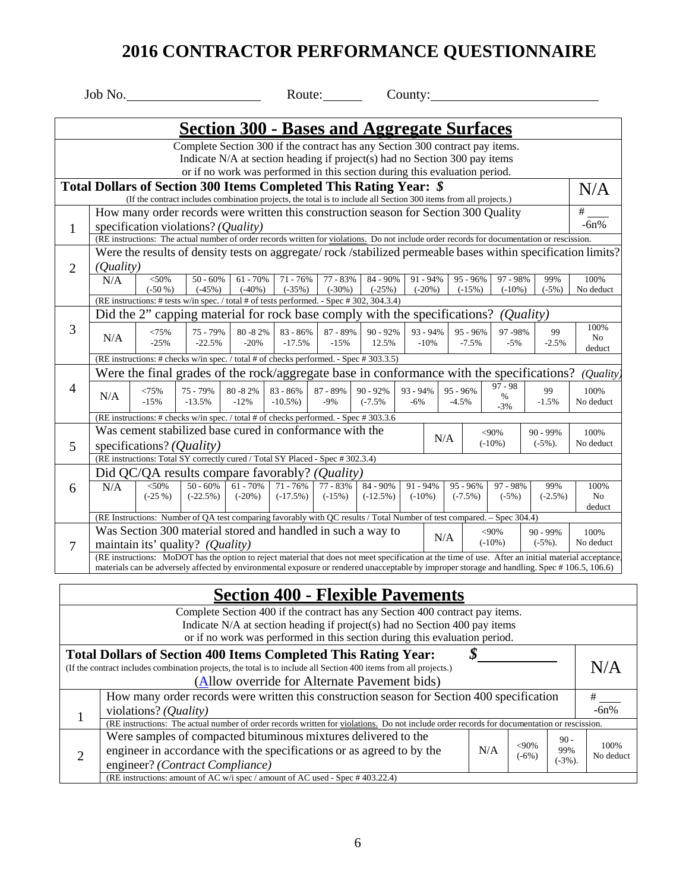# 2016 CONTRACTOR PERFORMANCE QUESTIONNAIRE

Job No.____________________ Route:______ County:__________________________

## Section 300 - Bases and Aggregate Surfaces

Complete Section 300 if the contract has any Section 300 contract pay items.
Indicate N/A at section heading if project(s) had no Section 300 pay items
or if no work was performed in this section during this evaluation period.

**Total Dollars of Section 300 Items Completed This Rating Year: $** — N/A

(If the contract includes combination projects, the total is to include all Section 300 items from all projects.)

**1.** How many order records were written this construction season for Section 300 Quality specification violations? *(Quality)* — # ____ -6n%

(RE instructions: The actual number of order records written for violations. Do not include order records for documentation or rescission.)

**2.** Were the results of density tests on aggregate/ rock /stabilized permeable bases within specification limits? *(Quality)*

| N/A | <50% (-50 %) | 50 - 60% (-45%) | 61 - 70% (-40%) | 71 - 76% (-35%) | 77 - 83% (-30%) | 84 - 90% (-25%) | 91 - 94% (-20%) | 95 - 96% (-15%) | 97 - 98% (-10%) | 99% (-5%) | 100% No deduct |
|---|---|---|---|---|---|---|---|---|---|---|---|

(RE instructions: # tests w/in spec. / total # of tests performed. - Spec # 302, 304.3.4)

**3.** Did the 2" capping material for rock base comply with the specifications? *(Quality)*

| N/A | <75% -25% | 75 - 79% -22.5% | 80 -8 2% -20% | 83 - 86% -17.5% | 87 - 89% -15% | 90 - 92% 12.5% | 93 - 94% -10% | 95 - 96% -7.5% | 97 -98% -5% | 99 -2.5% | 100% No deduct |
|---|---|---|---|---|---|---|---|---|---|---|---|

(RE instructions: # checks w/in spec. / total # of checks performed. - Spec # 303.3.5)

**4.** Were the final grades of the rock/aggregate base in conformance with the specifications? *(Quality)*

| N/A | <75% -15% | 75 - 79% -13.5% | 80 -8 2% -12% | 83 - 86% -10.5%) | 87 - 89% -9% | 90 - 92% (-7.5% | 93 - 94% -6% | 95 - 96% -4.5% | 97 - 98 % -3% | 99 -1.5% | 100% No deduct |
|---|---|---|---|---|---|---|---|---|---|---|---|

(RE instructions: # checks w/in spec. / total # of checks performed. - Spec # 303.3.6)

**5.** Was cement stabilized base cured in conformance with the specifications? *(Quality)*

| N/A | <90% (-10%) | 90 - 99% (-5%). | 100% No deduct |
|---|---|---|---|

(RE instructions: Total SY correctly cured / Total SY Placed - Spec # 302.3.4)

**6.** Did QC/QA results compare favorably? *(Quality)*

| N/A | <50% (-25 %) | 50 - 60% (-22.5%) | 61 - 70% (-20%) | 71 - 76% (-17.5%) | 77 - 83% (-15%) | 84 - 90% (-12.5%) | 91 - 94% (-10%) | 95 - 96% (-7.5%) | 97 - 98% (-5%) | 99% (-2.5%) | 100% No deduct |
|---|---|---|---|---|---|---|---|---|---|---|---|

(RE Instructions: Number of QA test comparing favorably with QC results / Total Number of test compared. – Spec 304.4)

**7.** Was Section 300 material stored and handled in such a way to maintain its' quality? *(Quality)*

| N/A | <90% (-10%) | 90 - 99% (-5%). | 100% No deduct |
|---|---|---|---|

(RE instructions: MoDOT has the option to reject material that does not meet specification at the time of use. After an initial material acceptance, materials can be adversely affected by environmental exposure or rendered unacceptable by improper storage and handling. Spec # 106.5, 106.6)

## Section 400 - Flexible Pavements

Complete Section 400 if the contract has any Section 400 contract pay items.
Indicate N/A at section heading if project(s) had no Section 400 pay items
or if no work was performed in this section during this evaluation period.

**Total Dollars of Section 400 Items Completed This Rating Year: $**__________ — N/A

(If the contract includes combination projects, the total is to include all Section 400 items from all projects.)

(Allow override for Alternate Pavement bids)

**1.** How many order records were written this construction season for Section 400 specification violations? *(Quality)* — # ____ -6n%

(RE instructions: The actual number of order records written for violations. Do not include order records for documentation or rescission.)

**2.** Were samples of compacted bituminous mixtures delivered to the engineer in accordance with the specifications or as agreed to by the engineer? *(Contract Compliance)*

| N/A | <90% (-6%) | 90 - 99% (-3%). | 100% No deduct |
|---|---|---|---|

(RE instructions: amount of AC w/i spec / amount of AC used - Spec # 403.22.4)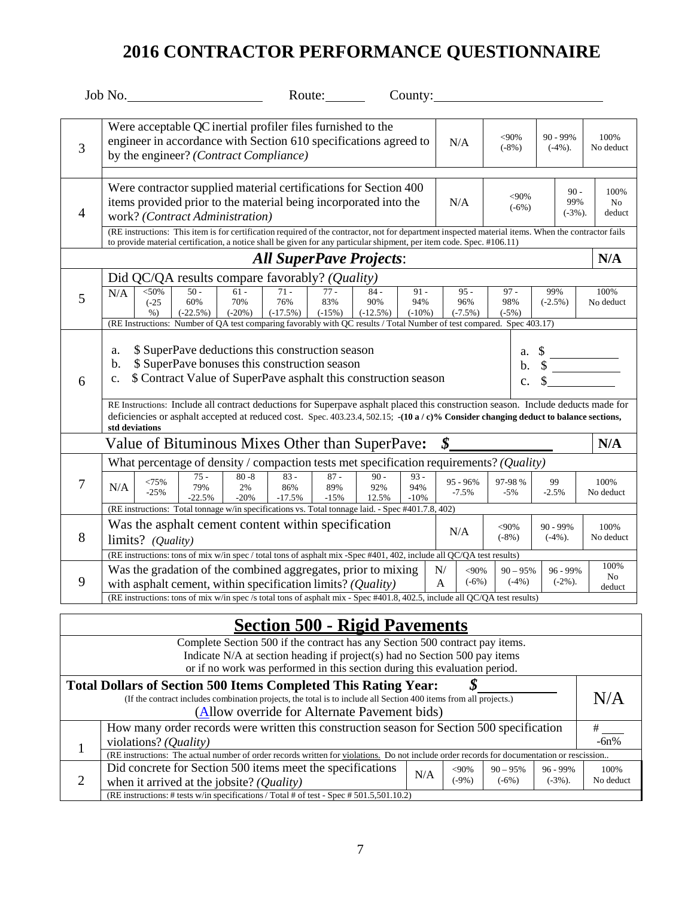# 2016 CONTRACTOR PERFORMANCE QUESTIONNAIRE

Job No.\_\_\_\_\_\_\_\_\_\_\_\_\_\_\_\_\_\_\_\_ Route:\_\_\_\_\_\_ County:\_\_\_\_\_\_\_\_\_\_\_\_\_\_\_\_\_\_\_\_\_\_\_\_\_\_

| # | Question | | | | |
|---|---|---|---|---|---|
| 3 | Were acceptable QC inertial profiler files furnished to the engineer in accordance with Section 610 specifications agreed to by the engineer? *(Contract Compliance)* | N/A | <90% (-8%) | 90 - 99% (-4%). | 100% No deduct |
| 4 | Were contractor supplied material certifications for Section 400 items provided prior to the material being incorporated into the work? *(Contract Administration)* | N/A | <90% (-6%) | 90 - 99% (-3%). | 100% No deduct |
| | (RE instructions: This item is for certification required of the contractor, not for department inspected material items. When the contractor fails to provide material certification, a notice shall be given for any particular shipment, per item code. Spec. #106.11) | | | | |

***All SuperPave Projects*:** N/A

**5.** Did QC/QA results compare favorably? *(Quality)*

| N/A | <50% (-25%) | 50 - 60% (-22.5%) | 61 - 70% (-20%) | 71 - 76% (-17.5%) | 77 - 83% (-15%) | 84 - 90% (-12.5%) | 91 - 94% (-10%) | 95 - 96% (-7.5%) | 97 - 98% (-5%) | 99% (-2.5%) | 100% No deduct |
|---|---|---|---|---|---|---|---|---|---|---|---|

(RE Instructions: Number of QA test comparing favorably with QC results / Total Number of test compared. Spec 403.17)

**6.**

a. \$ SuperPave deductions this construction season — a. \$\_\_\_\_\_\_\_\_\_\_\_
b. \$ SuperPave bonuses this construction season — b. \$\_\_\_\_\_\_\_\_\_\_\_
c. \$ Contract Value of SuperPave asphalt this construction season — c. \$\_\_\_\_\_\_\_\_\_\_\_

RE Instructions: Include all contract deductions for Superpave asphalt placed this construction season. Include deducts made for deficiencies or asphalt accepted at reduced cost. Spec. 403.23.4, 502.15; **-(10 a / c)% Consider changing deduct to balance sections, std deviations**

Value of Bituminous Mixes Other than SuperPave: ***\$***\_\_\_\_\_\_\_\_\_\_\_\_ **N/A**

**7.** What percentage of density / compaction tests met specification requirements? *(Quality)*

| N/A | <75% -25% | 75 - 79% -22.5% | 80 -82% -20% | 83 - 86% -17.5% | 87 - 89% -15% | 90 - 92% 12.5% | 93 - 94% -10% | 95 - 96% -7.5% | 97-98 % -5% | 99 -2.5% | 100% No deduct |
|---|---|---|---|---|---|---|---|---|---|---|---|

(RE instructions: Total tonnage w/in specifications vs. Total tonnage laid. - Spec #401.7.8, 402)

| # | Question | | | | |
|---|---|---|---|---|---|
| 8 | Was the asphalt cement content within specification limits? *(Quality)* | N/A | <90% (-8%) | 90 - 99% (-4%). | 100% No deduct |
| | (RE instructions: tons of mix w/in spec / total tons of asphalt mix -Spec #401, 402, include all QC/QA test results) | | | | |
| 9 | Was the gradation of the combined aggregates, prior to mixing with asphalt cement, within specification limits? *(Quality)* | N/A | <90% (-6%) | 90 – 95% (-4%) | 96 - 99% (-2%). | 100% No deduct |
| | (RE instructions: tons of mix w/in spec /s total tons of asphalt mix - Spec #401.8, 402.5, include all QC/QA test results) | | | | |

## Section 500 - Rigid Pavements

Complete Section 500 if the contract has any Section 500 contract pay items.
Indicate N/A at section heading if project(s) had no Section 500 pay items or if no work was performed in this section during this evaluation period.

**Total Dollars of Section 500 Items Completed This Rating Year:** ***\$***\_\_\_\_\_\_\_\_\_\_ N/A

(If the contract includes combination projects, the total is to include all Section 400 items from all projects.)
(Allow override for Alternate Pavement bids)

| # | Question | | | | |
|---|---|---|---|---|---|
| 1 | How many order records were written this construction season for Section 500 specification violations? *(Quality)* | | | | # \_\_\_\_ -6n% |
| | (RE instructions: The actual number of order records written for violations. Do not include order records for documentation or rescission.. | | | | |
| 2 | Did concrete for Section 500 items meet the specifications when it arrived at the jobsite? *(Quality)* | N/A | <90% (-9%) | 90 – 95% (-6%) | 96 - 99% (-3%). | 100% No deduct |
| | (RE instructions: # tests w/in specifications / Total # of test - Spec # 501.5,501.10.2) | | | | |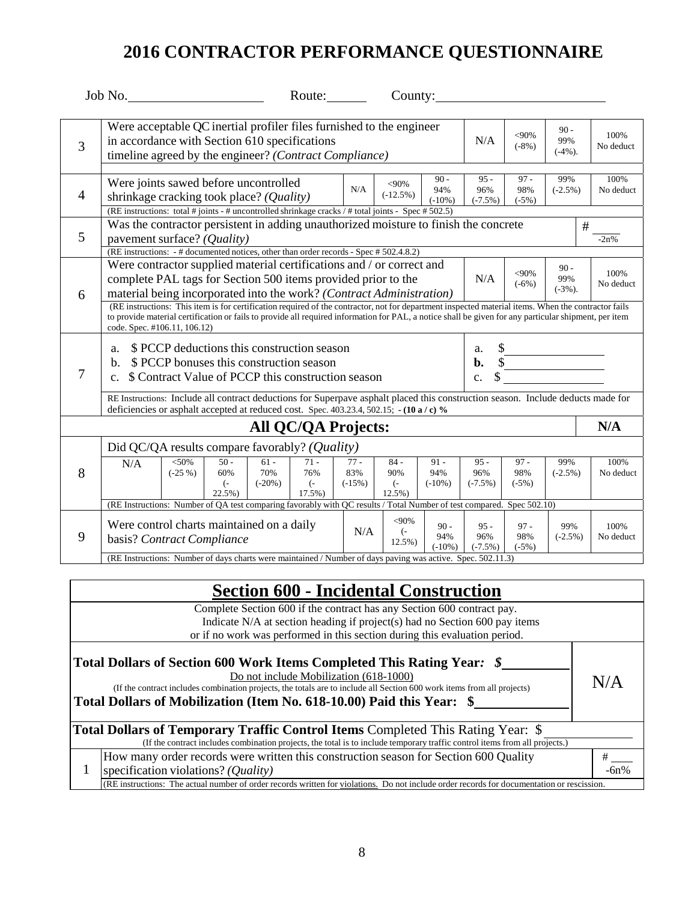# 2016 CONTRACTOR PERFORMANCE QUESTIONNAIRE

Job No.____________________ Route:______ County:_________________________

| # | Question | | | | | | | |
|---|---|---|---|---|---|---|---|---|
| 3 | Were acceptable QC inertial profiler files furnished to the engineer in accordance with Section 610 specifications timeline agreed by the engineer? *(Contract Compliance)* | | | | N/A | <90% (-8%) | 90 - 99% (-4%). | 100% No deduct |
| 4 | Were joints sawed before uncontrolled shrinkage cracking took place? *(Quality)* | N/A | <90% (-12.5%) | 90 - 94% (-10%) | 95 - 96% (-7.5%) | 97 - 98% (-5%) | 99% (-2.5%) | 100% No deduct |
| | (RE instructions: total # joints - # uncontrolled shrinkage cracks / # total joints - Spec # 502.5) | | | | | | | |
| 5 | Was the contractor persistent in adding unauthorized moisture to finish the concrete pavement surface? *(Quality)* | | | | | | | # ____ -2n% |
| | (RE instructions: - # documented notices, other than order records - Spec # 502.4.8.2) | | | | | | | |
| 6 | Were contractor supplied material certifications and / or correct and complete PAL tags for Section 500 items provided prior to the material being incorporated into the work? *(Contract Administration)* | | | | N/A | <90% (-6%) | 90 - 99% (-3%). | 100% No deduct |
| | (RE instructions: This item is for certification required of the contractor, not for department inspected material items. When the contractor fails to provide material certification or fails to provide all required information for PAL, a notice shall be given for any particular shipment, per item code. Spec. #106.11, 106.12) | | | | | | | |
| 7 | a. $ PCCP deductions this construction season<br>b. $ PCCP bonuses this construction season<br>c. $ Contract Value of PCCP this construction season | | | | a. $ ________<br>**b.** $ ________<br>c. $ ________ | | | |
| | RE Instructions: Include all contract deductions for Superpave asphalt placed this construction season. Include deducts made for deficiencies or asphalt accepted at reduced cost. Spec. 403.23.4, 502.15; **- (10 a / c) %** | | | | | | | |

## All QC/QA Projects: N/A

| # | Question | | | | | | | | | | | |
|---|---|---|---|---|---|---|---|---|---|---|---|---|
| 8 | Did QC/QA results compare favorably? *(Quality)* | | | | | | | | | | | |
| | N/A | <50% (-25 %) | 50 - 60% (-22.5%) | 61 - 70% (-20%) | 71 - 76% (-17.5%) | 77 - 83% (-15%) | 84 - 90% (-12.5%) | 91 - 94% (-10%) | 95 - 96% (-7.5%) | 97 - 98% (-5%) | 99% (-2.5%) | 100% No deduct |
| | (RE Instructions: Number of QA test comparing favorably with QC results / Total Number of test compared. Spec 502.10) | | | | | | | | | | | |
| 9 | Were control charts maintained on a daily basis? *Contract Compliance* | | | | | N/A | <90% (-12.5%) | 90 - 94% (-10%) | 95 - 96% (-7.5%) | 97 - 98% (-5%) | 99% (-2.5%) | 100% No deduct |
| | (RE Instructions: Number of days charts were maintained / Number of days paving was active. Spec. 502.11.3) | | | | | | | | | | | |

## Section 600 - Incidental Construction

Complete Section 600 if the contract has any Section 600 contract pay.
Indicate N/A at section heading if project(s) had no Section 600 pay items or if no work was performed in this section during this evaluation period.

**Total Dollars of Section 600 Work Items Completed This Rating Year: $**__________
Do not include Mobilization (618-1000)
(If the contract includes combination projects, the totals are to include all Section 600 work items from all projects)
**Total Dollars of Mobilization (Item No. 618-10.00) Paid this Year: $**______________

N/A

**Total Dollars of Temporary Traffic Control Items** Completed This Rating Year: $__________
(If the contract includes combination projects, the total is to include temporary traffic control items from all projects.)

| # | Question | |
|---|---|---|
| 1 | How many order records were written this construction season for Section 600 Quality specification violations? *(Quality)* | # ____ -6n% |
| | (RE instructions: The actual number of order records written for violations. Do not include order records for documentation or rescission. | |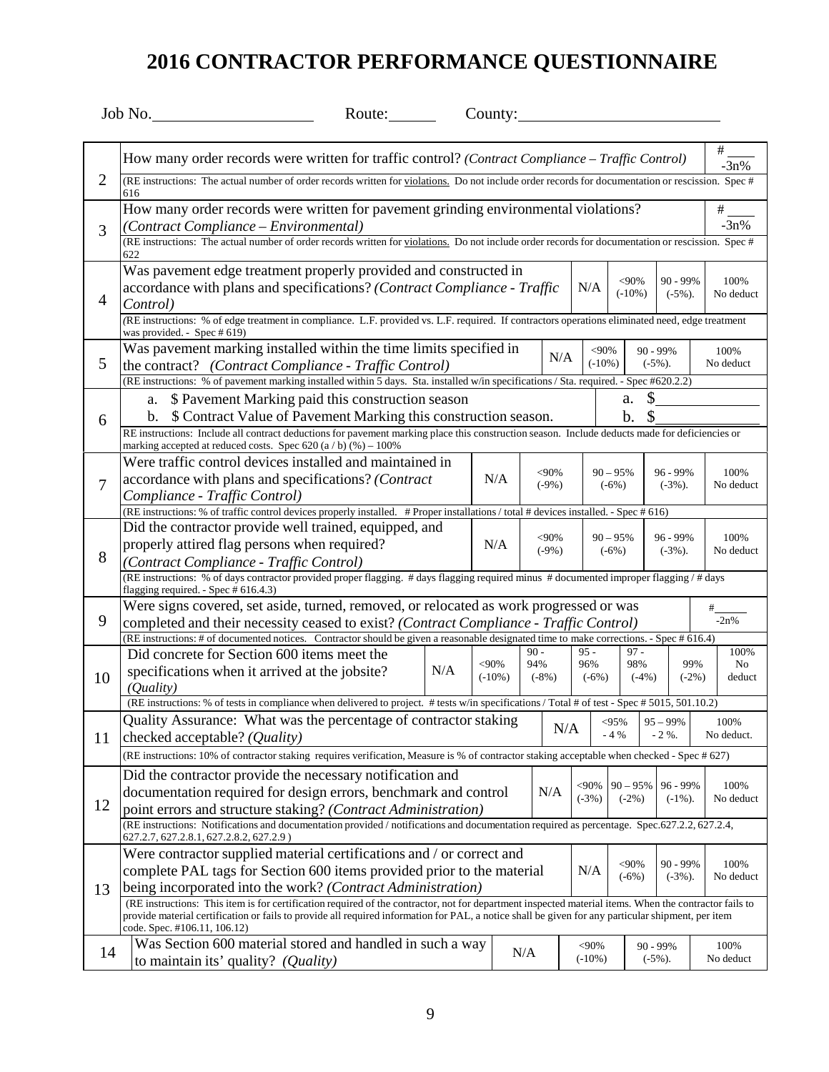# 2016 CONTRACTOR PERFORMANCE QUESTIONNAIRE

Job No.____________________ Route:______ County:__________________________

| | | |
|---|---|---|
| 2 | How many order records were written for traffic control? *(Contract Compliance – Traffic Control)*<br>(RE instructions: The actual number of order records written for violations. Do not include order records for documentation or rescission. Spec # 616 | # ____ -3n% |
| 3 | How many order records were written for pavement grinding environmental violations? *(Contract Compliance – Environmental)*<br>(RE instructions: The actual number of order records written for violations. Do not include order records for documentation or rescission. Spec # 622 | # ____ -3n% |
| 4 | Was pavement edge treatment properly provided and constructed in accordance with plans and specifications? *(Contract Compliance - Traffic Control)*<br>(RE instructions: % of edge treatment in compliance. L.F. provided vs. L.F. required. If contractors operations eliminated need, edge treatment was provided. - Spec # 619) | N/A / <90% (-10%) / 90 - 99% (-5%). / 100% No deduct |
| 5 | Was pavement marking installed within the time limits specified in the contract? *(Contract Compliance - Traffic Control)*<br>(RE instructions: % of pavement marking installed within 5 days. Sta. installed w/in specifications / Sta. required. - Spec #620.2.2) | N/A / <90% (-10%) / 90 - 99% (-5%). / 100% No deduct |
| 6 | a. $ Pavement Marking paid this construction season<br>b. $ Contract Value of Pavement Marking this construction season.<br>RE instructions: Include all contract deductions for pavement marking place this construction season. Include deducts made for deficiencies or marking accepted at reduced costs. Spec 620 (a / b) (%) – 100% | a. $____________<br>b. $____________ |
| 7 | Were traffic control devices installed and maintained in accordance with plans and specifications? *(Contract Compliance - Traffic Control)*<br>(RE instructions: % of traffic control devices properly installed. # Proper installations / total # devices installed. - Spec # 616) | N/A / <90% (-9%) / 90 – 95% (-6%) / 96 - 99% (-3%). / 100% No deduct |
| 8 | Did the contractor provide well trained, equipped, and properly attired flag persons when required? *(Contract Compliance - Traffic Control)*<br>(RE instructions: % of days contractor provided proper flagging. # days flagging required minus # documented improper flagging / # days flagging required. - Spec # 616.4.3) | N/A / <90% (-9%) / 90 – 95% (-6%) / 96 - 99% (-3%). / 100% No deduct |
| 9 | Were signs covered, set aside, turned, removed, or relocated as work progressed or was completed and their necessity ceased to exist? *(Contract Compliance - Traffic Control)*<br>(RE instructions: # of documented notices. Contractor should be given a reasonable designated time to make corrections. - Spec # 616.4) | # _____ -2n% |
| 10 | Did concrete for Section 600 items meet the specifications when it arrived at the jobsite? *(Quality)*<br>(RE instructions: % of tests in compliance when delivered to project. # tests w/in specifications / Total # of test - Spec # 5015, 501.10.2) | N/A / <90% (-10%) / 90 - 94% (-8%) / 95 - 96% (-6%) / 97 - 98% (-4%) / 99% (-2%) / 100% No deduct |
| 11 | Quality Assurance: What was the percentage of contractor staking checked acceptable? *(Quality)*<br>(RE instructions: 10% of contractor staking requires verification, Measure is % of contractor staking acceptable when checked - Spec # 627) | N/A / <95% - 4 % / 95 – 99% - 2 %. / 100% No deduct. |
| 12 | Did the contractor provide the necessary notification and documentation required for design errors, benchmark and control point errors and structure staking? *(Contract Administration)*<br>(RE instructions: Notifications and documentation provided / notifications and documentation required as percentage. Spec.627.2.2, 627.2.4, 627.2.7, 627.2.8.1, 627.2.8.2, 627.2.9 ) | N/A / <90% (-3%) / 90 – 95% (-2%) / 96 - 99% (-1%). / 100% No deduct |
| 13 | Were contractor supplied material certifications and / or correct and complete PAL tags for Section 600 items provided prior to the material being incorporated into the work? *(Contract Administration)*<br>(RE instructions: This item is for certification required of the contractor, not for department inspected material items. When the contractor fails to provide material certification or fails to provide all required information for PAL, a notice shall be given for any particular shipment, per item code. Spec. #106.11, 106.12) | N/A / <90% (-6%) / 90 - 99% (-3%). / 100% No deduct |
| 14 | Was Section 600 material stored and handled in such a way to maintain its' quality? *(Quality)* | N/A / <90% (-10%) / 90 - 99% (-5%). / 100% No deduct |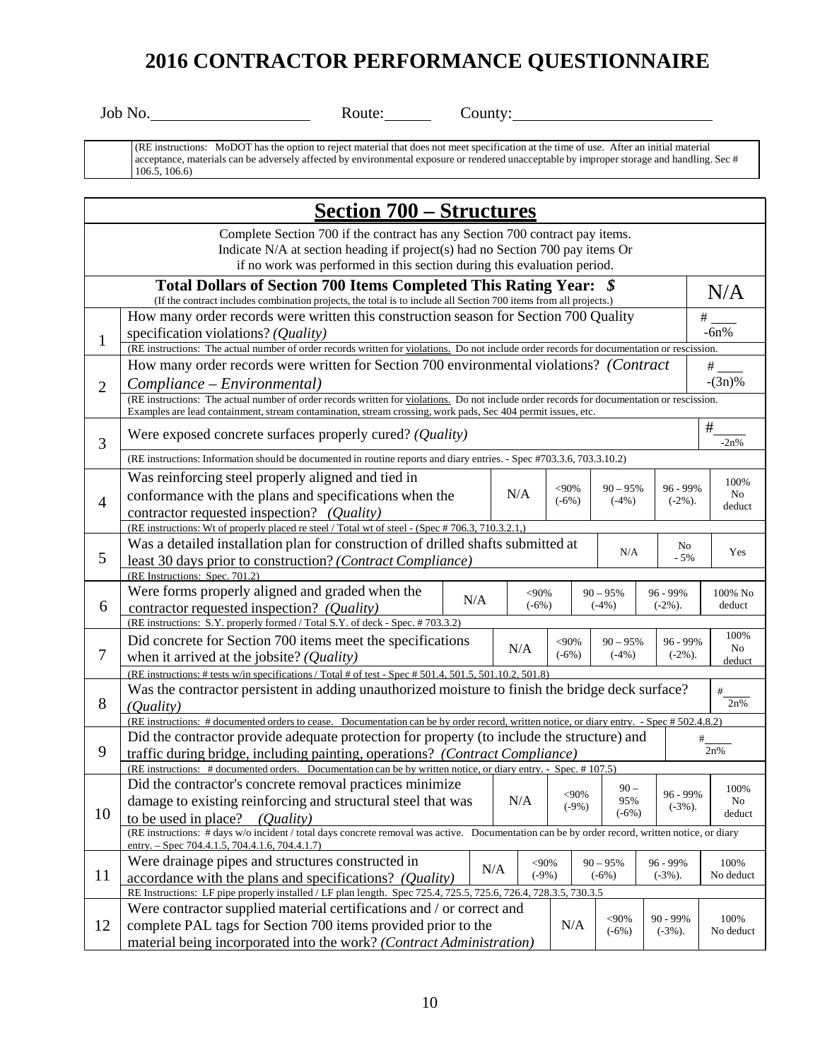# 2016 CONTRACTOR PERFORMANCE QUESTIONNAIRE

Job No.____________________ Route:______ County:__________________________

(RE instructions: MoDOT has the option to reject material that does not meet specification at the time of use. After an initial material acceptance, materials can be adversely affected by environmental exposure or rendered unacceptable by improper storage and handling. Sec # 106.5, 106.6)

## Section 700 – Structures

Complete Section 700 if the contract has any Section 700 contract pay items.
Indicate N/A at section heading if project(s) had no Section 700 pay items Or
if no work was performed in this section during this evaluation period.

**Total Dollars of Section 700 Items Completed This Rating Year: *$*** N/A

(If the contract includes combination projects, the total is to include all Section 700 items from all projects.)

**1.** How many order records were written this construction season for Section 700 Quality specification violations? *(Quality)* # ____ -6n%

(RE instructions: The actual number of order records written for violations. Do not include order records for documentation or rescission.)

**2.** How many order records were written for Section 700 environmental violations? *(Contract Compliance – Environmental)* # ____ -(3n)%

(RE instructions: The actual number of order records written for violations. Do not include order records for documentation or rescission. Examples are lead containment, stream contamination, stream crossing, work pads, Sec 404 permit issues, etc.)

**3.** Were exposed concrete surfaces properly cured? *(Quality)* # ____ -2n%

(RE instructions: Information should be documented in routine reports and diary entries. - Spec #703.3.6, 703.3.10.2)

| # | Question | | | | | |
|---|---|---|---|---|---|---|
| 4 | Was reinforcing steel properly aligned and tied in conformance with the plans and specifications when the contractor requested inspection? *(Quality)* | N/A | <90% (-6%) | 90 – 95% (-4%) | 96 - 99% (-2%). | 100% No deduct |
| | (RE instructions: Wt of properly placed re steel / Total wt of steel - (Spec # 706.3, 710.3.2.1,) | | | | | |
| 5 | Was a detailed installation plan for construction of drilled shafts submitted at least 30 days prior to construction? *(Contract Compliance)* | N/A | No - 5% | Yes | | |
| | (RE Instructions: Spec. 701.2) | | | | | |
| 6 | Were forms properly aligned and graded when the contractor requested inspection? *(Quality)* | N/A | <90% (-6%) | 90 – 95% (-4%) | 96 - 99% (-2%). | 100% No deduct |
| | (RE instructions: S.Y. properly formed / Total S.Y. of deck - Spec. # 703.3.2) | | | | | |
| 7 | Did concrete for Section 700 items meet the specifications when it arrived at the jobsite? *(Quality)* | N/A | <90% (-6%) | 90 – 95% (-4%) | 96 - 99% (-2%). | 100% No deduct |
| | (RE instructions: # tests w/in specifications / Total # of test - Spec # 501.4, 501.5, 501.10.2, 501.8) | | | | | |

**8.** Was the contractor persistent in adding unauthorized moisture to finish the bridge deck surface? *(Quality)* # ____ 2n%

(RE instructions: # documented orders to cease. Documentation can be by order record, written notice, or diary entry. - Spec # 502.4.8.2)

**9.** Did the contractor provide adequate protection for property (to include the structure) and traffic during bridge, including painting, operations? *(Contract Compliance)* # ____ 2n%

(RE instructions: # documented orders. Documentation can be by written notice, or diary entry. - Spec. # 107.5)

| # | Question | | | | | |
|---|---|---|---|---|---|---|
| 10 | Did the contractor's concrete removal practices minimize damage to existing reinforcing and structural steel that was to be used in place? *(Quality)* | N/A | <90% (-9%) | 90 – 95% (-6%) | 96 - 99% (-3%). | 100% No deduct |
| | (RE instructions: # days w/o incident / total days concrete removal was active. Documentation can be by order record, written notice, or diary entry. – Spec 704.4.1.5, 704.4.1.6, 704.4.1.7) | | | | | |
| 11 | Were drainage pipes and structures constructed in accordance with the plans and specifications? *(Quality)* | N/A | <90% (-9%) | 90 – 95% (-6%) | 96 - 99% (-3%). | 100% No deduct |
| | RE Instructions: LF pipe properly installed / LF plan length. Spec 725.4, 725.5, 725.6, 726.4, 728.3.5, 730.3.5 | | | | | |
| 12 | Were contractor supplied material certifications and / or correct and complete PAL tags for Section 700 items provided prior to the material being incorporated into the work? *(Contract Administration)* | N/A | <90% (-6%) | 90 - 99% (-3%). | 100% No deduct | |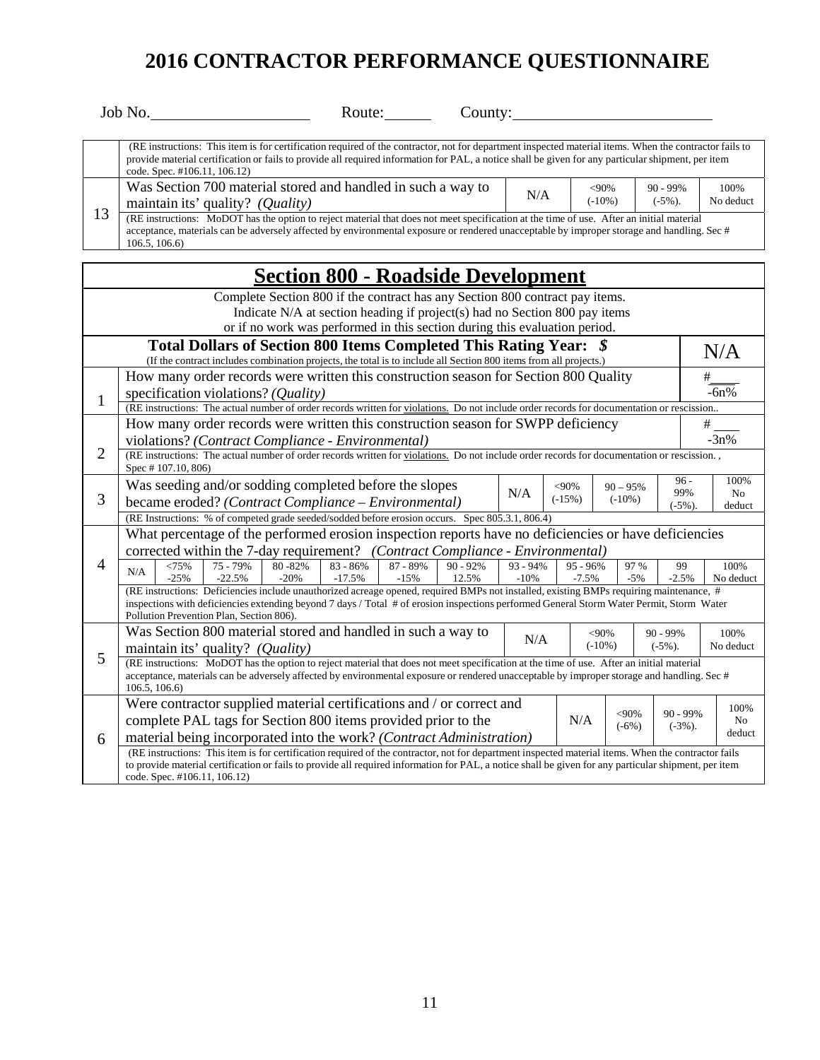# 2016 CONTRACTOR PERFORMANCE QUESTIONNAIRE

Job No.____________________ Route:______ County:_________________________

| | | | | | |
|---|---|---|---|---|---|
| | (RE instructions: This item is for certification required of the contractor, not for department inspected material items. When the contractor fails to provide material certification or fails to provide all required information for PAL, a notice shall be given for any particular shipment, per item code. Spec. #106.11, 106.12) | | | | |
| 13 | Was Section 700 material stored and handled in such a way to maintain its' quality? *(Quality)* | N/A | <90% (-10%) | 90 - 99% (-5%). | 100% No deduct |
| | (RE instructions: MoDOT has the option to reject material that does not meet specification at the time of use. After an initial material acceptance, materials can be adversely affected by environmental exposure or rendered unacceptable by improper storage and handling. Sec # 106.5, 106.6) | | | | |

## Section 800 - Roadside Development

Complete Section 800 if the contract has any Section 800 contract pay items.
Indicate N/A at section heading if project(s) had no Section 800 pay items
or if no work was performed in this section during this evaluation period.

**Total Dollars of Section 800 Items Completed This Rating Year: $** — N/A

(If the contract includes combination projects, the total is to include all Section 800 items from all projects.)

| | | | | | | |
|---|---|---|---|---|---|---|
| 1 | How many order records were written this construction season for Section 800 Quality specification violations? *(Quality)* | | | | | #____ -6n% |
| | (RE instructions: The actual number of order records written for violations. Do not include order records for documentation or rescission.. | | | | | |
| 2 | How many order records were written this construction season for SWPP deficiency violations? *(Contract Compliance - Environmental)* | | | | | #____ -3n% |
| | (RE instructions: The actual number of order records written for violations. Do not include order records for documentation or rescission. , Spec # 107.10, 806) | | | | | |
| 3 | Was seeding and/or sodding completed before the slopes became eroded? *(Contract Compliance – Environmental)* | N/A | <90% (-15%) | 90 – 95% (-10%) | 96 - 99% (-5%). | 100% No deduct |
| | (RE Instructions: % of competed grade seeded/sodded before erosion occurs. Spec 805.3.1, 806.4) | | | | | |

| | | | | | | | | | | | | |
|---|---|---|---|---|---|---|---|---|---|---|---|---|
| 4 | What percentage of the performed erosion inspection reports have no deficiencies or have deficiencies corrected within the 7-day requirement? *(Contract Compliance - Environmental)* | | | | | | | | | | | |
| | N/A | <75% -25% | 75 - 79% -22.5% | 80 -82% -20% | 83 - 86% -17.5% | 87 - 89% -15% | 90 - 92% 12.5% | 93 - 94% -10% | 95 - 96% -7.5% | 97 % -5% | 99 -2.5% | 100% No deduct |
| | (RE instructions: Deficiencies include unauthorized acreage opened, required BMPs not installed, existing BMPs requiring maintenance, # inspections with deficiencies extending beyond 7 days / Total # of erosion inspections performed General Storm Water Permit, Storm Water Pollution Prevention Plan, Section 806). | | | | | | | | | | | |

| | | | | | |
|---|---|---|---|---|---|
| 5 | Was Section 800 material stored and handled in such a way to maintain its' quality? *(Quality)* | N/A | <90% (-10%) | 90 - 99% (-5%). | 100% No deduct |
| | (RE instructions: MoDOT has the option to reject material that does not meet specification at the time of use. After an initial material acceptance, materials can be adversely affected by environmental exposure or rendered unacceptable by improper storage and handling. Sec # 106.5, 106.6) | | | | |
| 6 | Were contractor supplied material certifications and / or correct and complete PAL tags for Section 800 items provided prior to the material being incorporated into the work? *(Contract Administration)* | N/A | <90% (-6%) | 90 - 99% (-3%). | 100% No deduct |
| | (RE instructions: This item is for certification required of the contractor, not for department inspected material items. When the contractor fails to provide material certification or fails to provide all required information for PAL, a notice shall be given for any particular shipment, per item code. Spec. #106.11, 106.12) | | | | |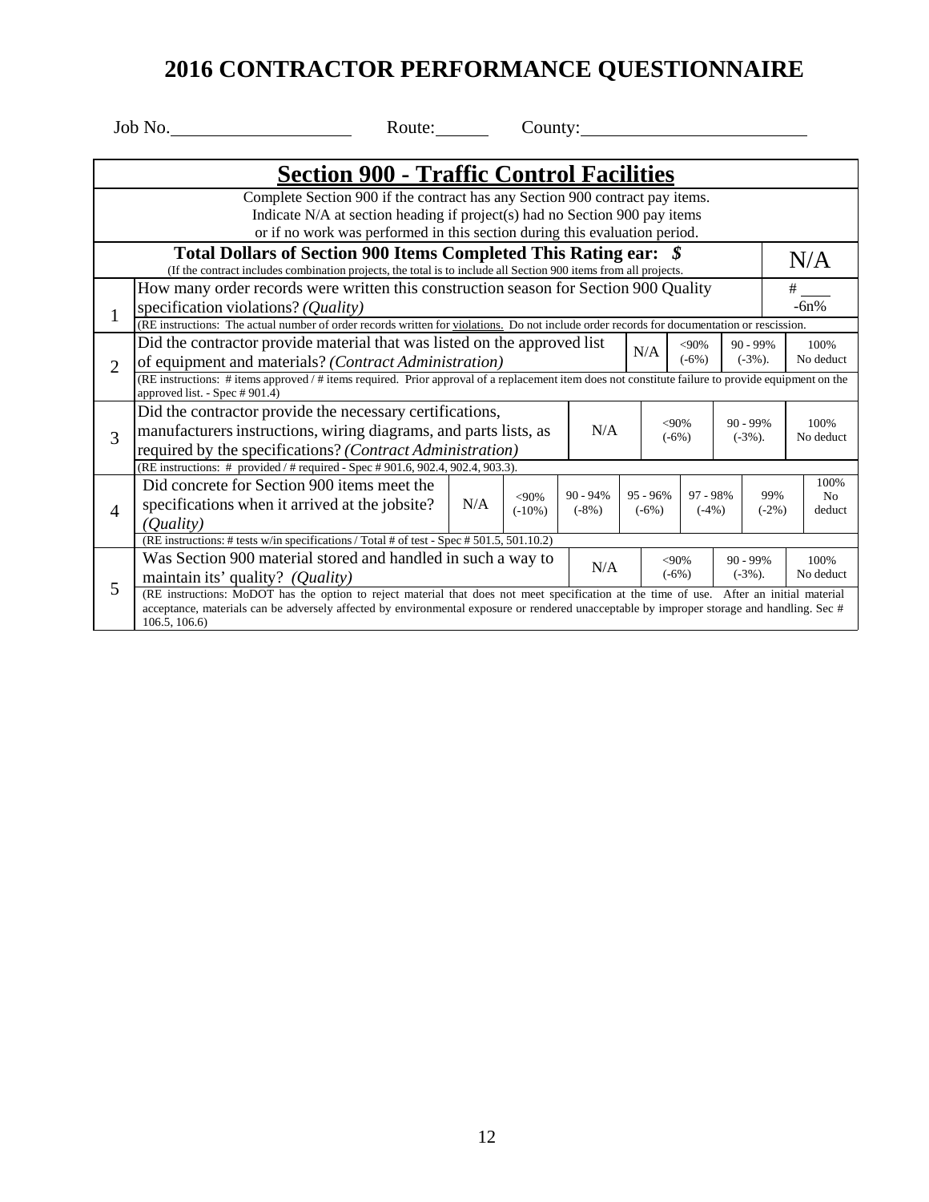# 2016 CONTRACTOR PERFORMANCE QUESTIONNAIRE

Job No.____________________ Route:______ County:_________________________

## Section 900 - Traffic Control Facilities

Complete Section 900 if the contract has any Section 900 contract pay items.
Indicate N/A at section heading if project(s) had no Section 900 pay items
or if no work was performed in this section during this evaluation period.

**Total Dollars of Section 900 Items Completed This Rating ear: $** N/A

(If the contract includes combination projects, the total is to include all Section 900 items from all projects.

| # | Question | | | | | | | |
|---|---|---|---|---|---|---|---|---|
| 1 | How many order records were written this construction season for Section 900 Quality specification violations? *(Quality)* | # ___ -6n% | | | | | | |
| | (RE instructions: The actual number of order records written for violations. Do not include order records for documentation or rescission. | | | | | | | |
| 2 | Did the contractor provide material that was listed on the approved list of equipment and materials? *(Contract Administration)* | N/A | <90% (-6%) | 90 - 99% (-3%). | 100% No deduct | | | |
| | (RE instructions: # items approved / # items required. Prior approval of a replacement item does not constitute failure to provide equipment on the approved list. - Spec # 901.4) | | | | | | | |
| 3 | Did the contractor provide the necessary certifications, manufacturers instructions, wiring diagrams, and parts lists, as required by the specifications? *(Contract Administration)* | N/A | <90% (-6%) | 90 - 99% (-3%). | 100% No deduct | | | |
| | (RE instructions: # provided / # required - Spec # 901.6, 902.4, 902.4, 903.3). | | | | | | | |
| 4 | Did concrete for Section 900 items meet the specifications when it arrived at the jobsite? *(Quality)* | N/A | <90% (-10%) | 90 - 94% (-8%) | 95 - 96% (-6%) | 97 - 98% (-4%) | 99% (-2%) | 100% No deduct |
| | (RE instructions: # tests w/in specifications / Total # of test - Spec # 501.5, 501.10.2) | | | | | | | |
| 5 | Was Section 900 material stored and handled in such a way to maintain its' quality? *(Quality)* | N/A | <90% (-6%) | 90 - 99% (-3%). | 100% No deduct | | | |
| | (RE instructions: MoDOT has the option to reject material that does not meet specification at the time of use. After an initial material acceptance, materials can be adversely affected by environmental exposure or rendered unacceptable by improper storage and handling. Sec # 106.5, 106.6) | | | | | | | |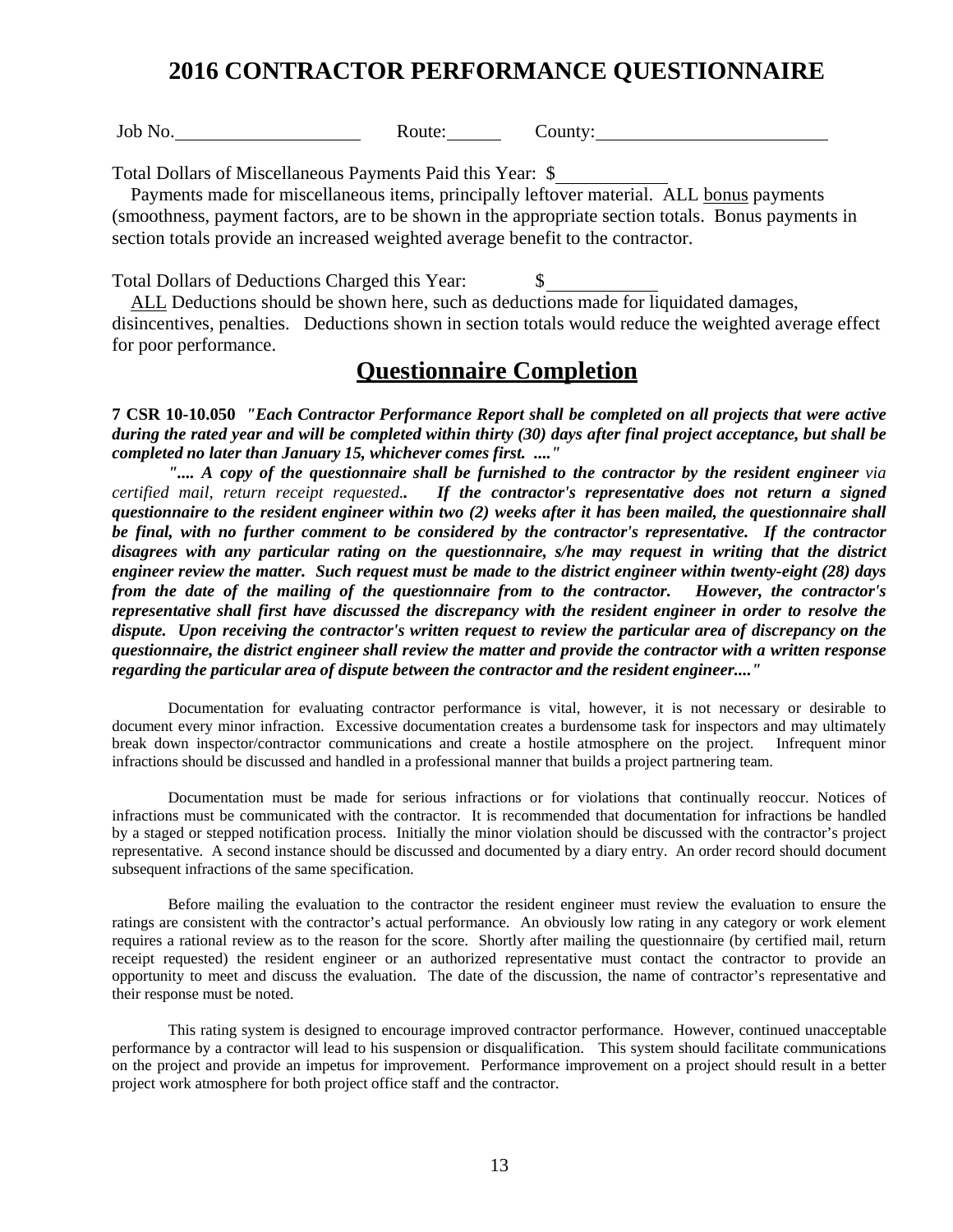# 2016 CONTRACTOR PERFORMANCE QUESTIONNAIRE

Job No.\_\_\_\_\_\_\_\_\_\_\_\_\_\_\_\_\_\_\_\_ Route:\_\_\_\_\_\_ County:\_\_\_\_\_\_\_\_\_\_\_\_\_\_\_\_\_\_\_\_\_\_\_\_\_

Total Dollars of Miscellaneous Payments Paid this Year: $\_\_\_\_\_\_\_\_\_\_\_\_

Payments made for miscellaneous items, principally leftover material. ALL bonus payments (smoothness, payment factors, are to be shown in the appropriate section totals. Bonus payments in section totals provide an increased weighted average benefit to the contractor.

Total Dollars of Deductions Charged this Year: $\_\_\_\_\_\_\_\_\_\_\_\_

ALL Deductions should be shown here, such as deductions made for liquidated damages, disincentives, penalties. Deductions shown in section totals would reduce the weighted average effect for poor performance.

## Questionnaire Completion

**7 CSR 10-10.050** ***"Each Contractor Performance Report shall be completed on all projects that were active during the rated year and will be completed within thirty (30) days after final project acceptance, but shall be completed no later than January 15, whichever comes first. ...."***

***".... A copy of the questionnaire shall be furnished to the contractor by the resident engineer*** *via certified mail, return receipt requested*. ***If the contractor's representative does not return a signed questionnaire to the resident engineer within two (2) weeks after it has been mailed, the questionnaire shall be final, with no further comment to be considered by the contractor's representative. If the contractor disagrees with any particular rating on the questionnaire, s/he may request in writing that the district engineer review the matter. Such request must be made to the district engineer within twenty-eight (28) days from the date of the mailing of the questionnaire from to the contractor. However, the contractor's representative shall first have discussed the discrepancy with the resident engineer in order to resolve the dispute. Upon receiving the contractor's written request to review the particular area of discrepancy on the questionnaire, the district engineer shall review the matter and provide the contractor with a written response regarding the particular area of dispute between the contractor and the resident engineer...."***

Documentation for evaluating contractor performance is vital, however, it is not necessary or desirable to document every minor infraction. Excessive documentation creates a burdensome task for inspectors and may ultimately break down inspector/contractor communications and create a hostile atmosphere on the project. Infrequent minor infractions should be discussed and handled in a professional manner that builds a project partnering team.

Documentation must be made for serious infractions or for violations that continually reoccur. Notices of infractions must be communicated with the contractor. It is recommended that documentation for infractions be handled by a staged or stepped notification process. Initially the minor violation should be discussed with the contractor's project representative. A second instance should be discussed and documented by a diary entry. An order record should document subsequent infractions of the same specification.

Before mailing the evaluation to the contractor the resident engineer must review the evaluation to ensure the ratings are consistent with the contractor's actual performance. An obviously low rating in any category or work element requires a rational review as to the reason for the score. Shortly after mailing the questionnaire (by certified mail, return receipt requested) the resident engineer or an authorized representative must contact the contractor to provide an opportunity to meet and discuss the evaluation. The date of the discussion, the name of contractor's representative and their response must be noted.

This rating system is designed to encourage improved contractor performance. However, continued unacceptable performance by a contractor will lead to his suspension or disqualification. This system should facilitate communications on the project and provide an impetus for improvement. Performance improvement on a project should result in a better project work atmosphere for both project office staff and the contractor.